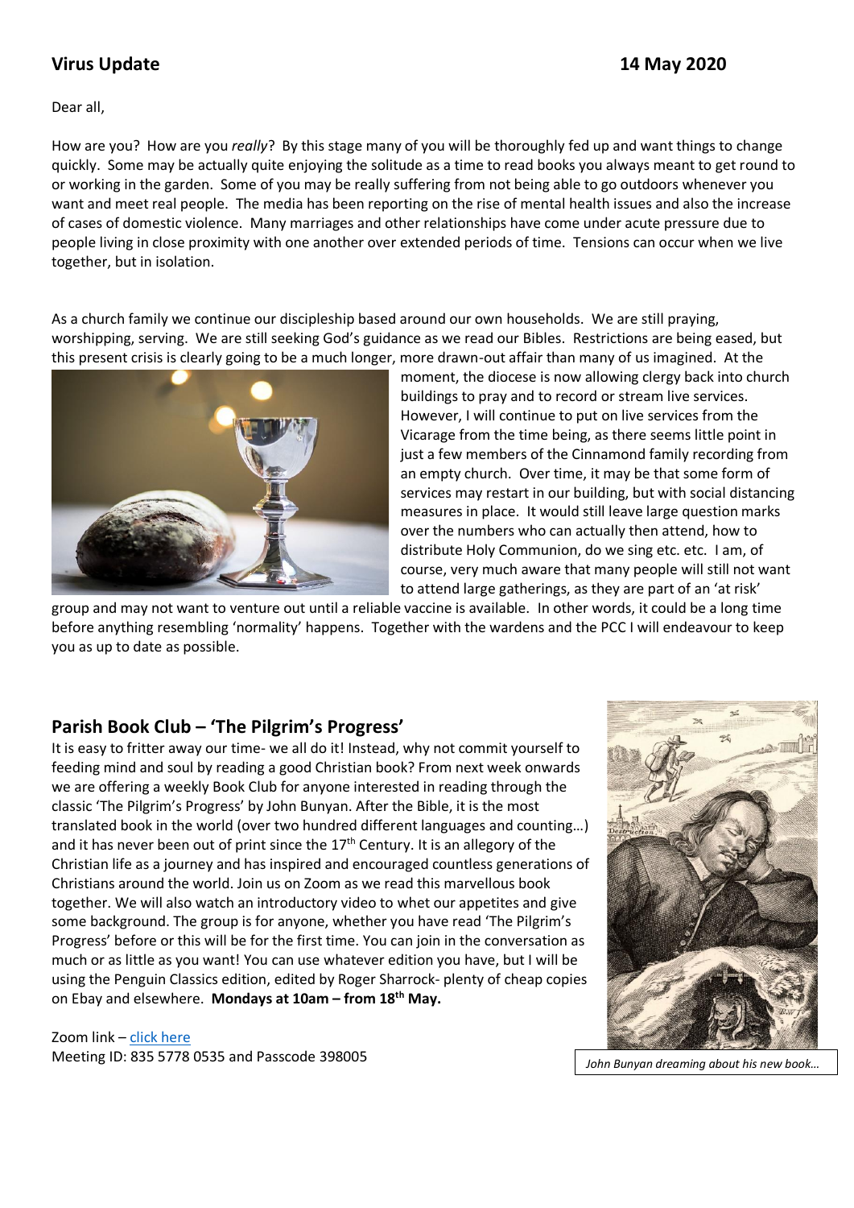## Virus Update 14 May 2020

Dear all,

How are you? How are you *really*? By this stage many of you will be thoroughly fed up and want things to change quickly. Some may be actually quite enjoying the solitude as a time to read books you always meant to get round to or working in the garden. Some of you may be really suffering from not being able to go outdoors whenever you want and meet real people. The media has been reporting on the rise of mental health issues and also the increase of cases of domestic violence. Many marriages and other relationships have come under acute pressure due to people living in close proximity with one another over extended periods of time. Tensions can occur when we live together, but in isolation.

As a church family we continue our discipleship based around our own households. We are still praying, worshipping, serving. We are still seeking God's guidance as we read our Bibles. Restrictions are being eased, but this present crisis is clearly going to be a much longer, more drawn-out affair than many of us imagined. At the moment, the diocese is now allowing clergy back into church buildings to pray and to record or stream live services. However, I will continue to put on live services from the Vicarage from the time being, as there seems little point in just a few members of the Cinnamond family recording from an empty church. Over time, it may be that some form of services may restart in our building, but with social distancing measures in place. It would still leave large question marks over the numbers who can actually then attend, how to distribute Holy Communion, do we sing etc. etc. I am, of course, very much aware that many people will still not want to attend large gatherings, as they are part of an 'at risk' group and may not want to venture out until a reliable vaccine is available. In other words, it could be a long time before anything resembling 'normality' happens. Together with the wardens and the PCC I will endeavour to keep you as up to date as possible.

## Parish Book Club – 'The Pilgrim's Progress'

It is easy to fritter away our time- we all do it! Instead, why not commit yourself to feeding mind and soul by reading a good Christian book? From next week onwards we are offering a weekly Book Club for anyone interested in reading through the classic 'The Pilgrim's Progress' by John Bunyan. After the Bible, it is the most translated book in the world (over two hundred different languages and counting…) and it has never been out of print since the 17th Century. It is an allegory of the Christian life as a journey and has inspired and encouraged countless generations of Christians around the world. Join us on Zoom as we read this marvellous book together. We will also watch an introductory video to whet our appetites and give some background. The group is for anyone, whether you have read 'The Pilgrim's Progress' before or this will be for the first time. You can join in the conversation as much or as little as you want! You can use whatever edition you have, but I will be using the Penguin Classics edition, edited by Roger Sharrock- plenty of cheap copies on Ebay and elsewhere. **Mondays at 10am – from 18th May.**

Zoom link – click here
Meeting ID: 835 5778 0535 and Passcode 398005

*John Bunyan dreaming about his new book…*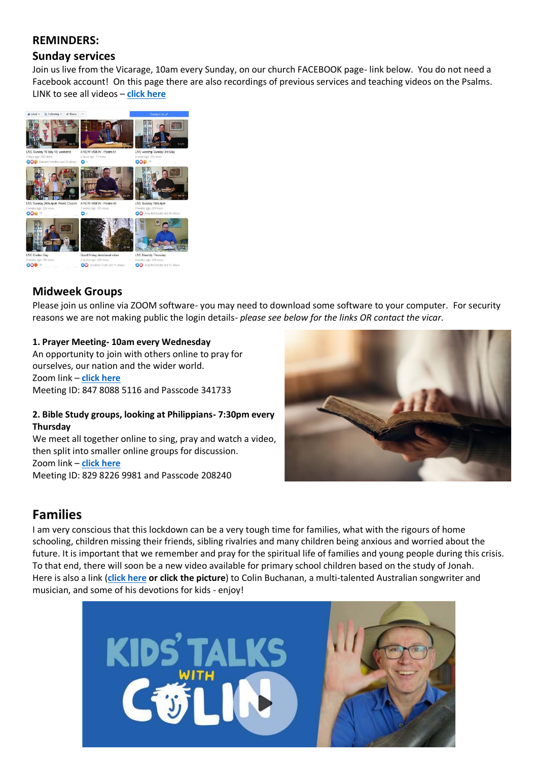## REMINDERS:

### Sunday services

Join us live from the Vicarage, 10am every Sunday, on our church FACEBOOK page- link below. You do not need a Facebook account! On this page there are also recordings of previous services and teaching videos on the Psalms. LINK to see all videos – **click here**

### Midweek Groups

Please join us online via ZOOM software- you may need to download some software to your computer. For security reasons we are not making public the login details- *please see below for the links OR contact the vicar.*

**1. Prayer Meeting- 10am every Wednesday**

An opportunity to join with others online to pray for ourselves, our nation and the wider world.

Zoom link – **click here**

Meeting ID: 847 8088 5116 and Passcode 341733

**2. Bible Study groups, looking at Philippians- 7:30pm every Thursday**

We meet all together online to sing, pray and watch a video, then split into smaller online groups for discussion.

Zoom link – **click here**

Meeting ID: 829 8226 9981 and Passcode 208240

## Families

I am very conscious that this lockdown can be a very tough time for families, what with the rigours of home schooling, children missing their friends, sibling rivalries and many children being anxious and worried about the future. It is important that we remember and pray for the spiritual life of families and young people during this crisis. To that end, there will soon be a new video available for primary school children based on the study of Jonah. Here is also a link (**click here** **or click the picture**) to Colin Buchanan, a multi-talented Australian songwriter and musician, and some of his devotions for kids - enjoy!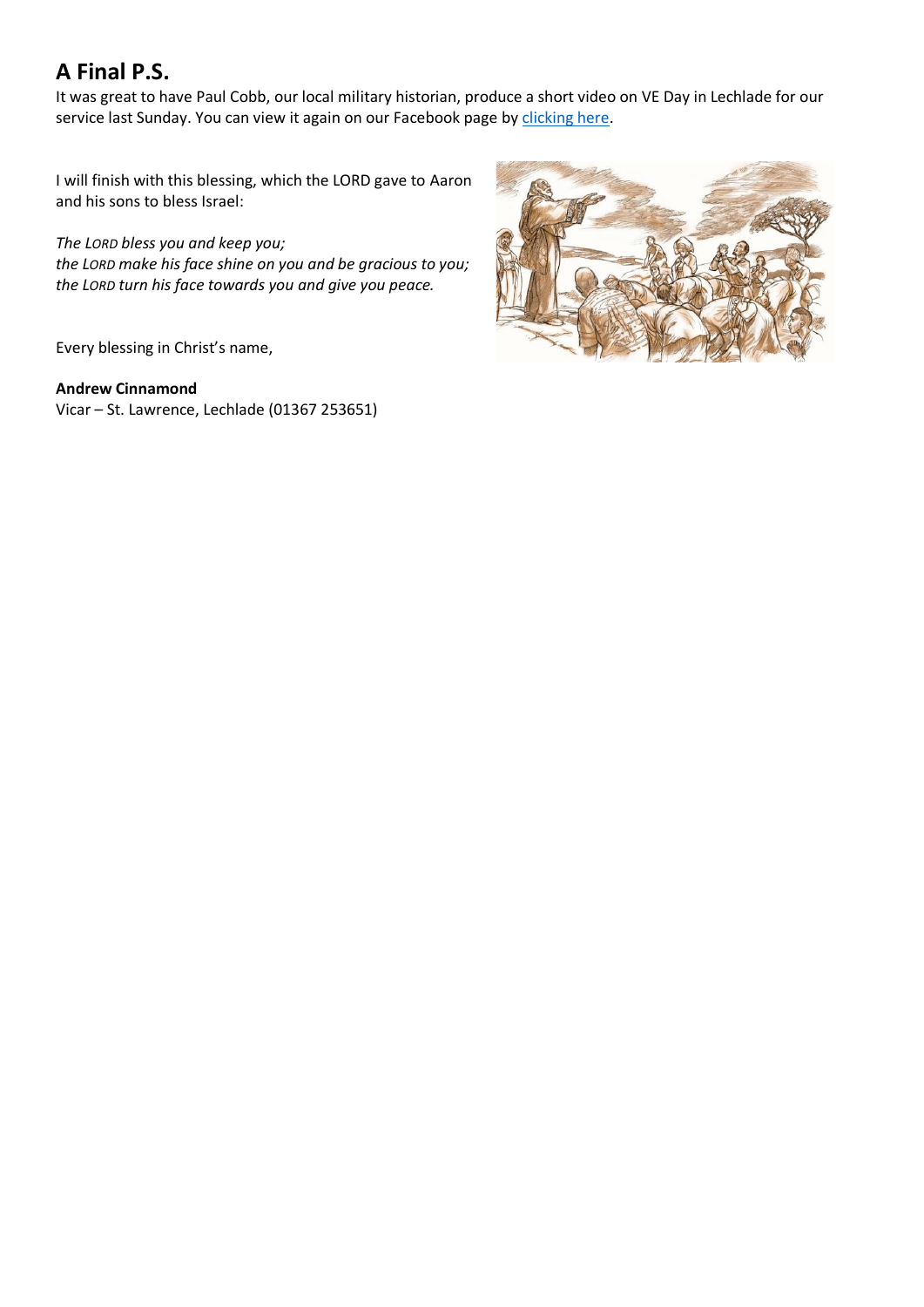# A Final P.S.

It was great to have Paul Cobb, our local military historian, produce a short video on VE Day in Lechlade for our service last Sunday. You can view it again on our Facebook page by clicking here.

I will finish with this blessing, which the LORD gave to Aaron and his sons to bless Israel:

*The LORD bless you and keep you;*
*the LORD make his face shine on you and be gracious to you;*
*the LORD turn his face towards you and give you peace.*

Every blessing in Christ's name,

**Andrew Cinnamond**
Vicar – St. Lawrence, Lechlade (01367 253651)